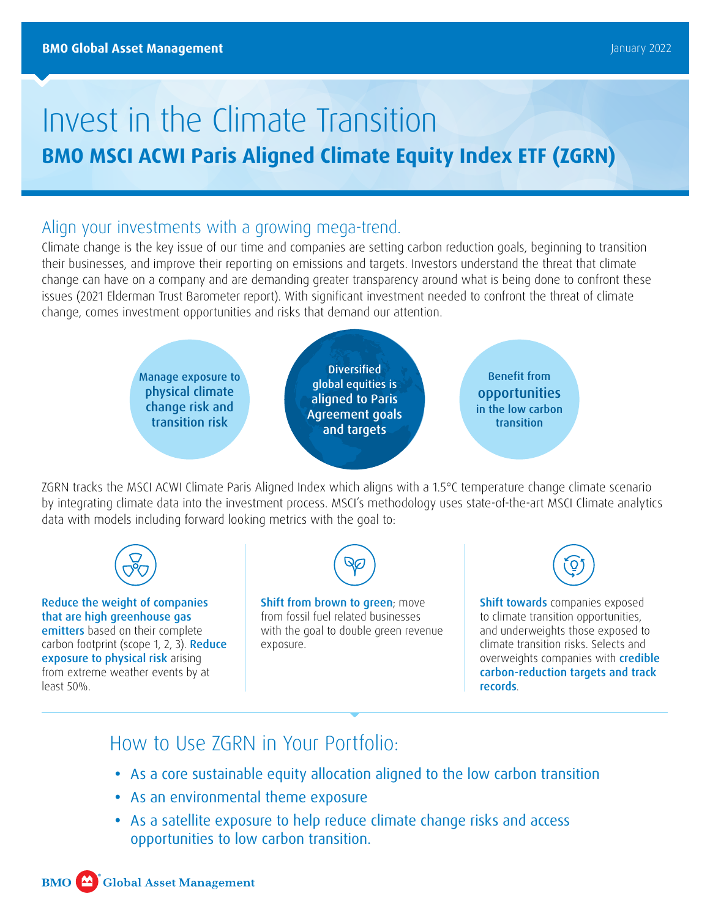BMO Global Asset Management

January 2022

# Invest in the Climate Transition

## BMO MSCI ACWI Paris Aligned Climate Equity Index ETF (ZGRN)

### Align your investments with a growing mega-trend.

Climate change is the key issue of our time and companies are setting carbon reduction goals, beginning to transition their businesses, and improve their reporting on emissions and targets. Investors understand the threat that climate change can have on a company and are demanding greater transparency around what is being done to confront these issues (2021 Elderman Trust Barometer report). With significant investment needed to confront the threat of climate change, comes investment opportunities and risks that demand our attention.

- **Manage exposure to physical climate change risk and transition risk**
- **Diversified global equities is aligned to Paris Agreement goals and targets**
- **Benefit from opportunities in the low carbon transition**

ZGRN tracks the MSCI ACWI Climate Paris Aligned Index which aligns with a 1.5°C temperature change climate scenario by integrating climate data into the investment process. MSCI's methodology uses state-of-the-art MSCI Climate analytics data with models including forward looking metrics with the goal to:

**Reduce the weight of companies that are high greenhouse gas emitters** based on their complete carbon footprint (scope 1, 2, 3). **Reduce exposure to physical risk** arising from extreme weather events by at least 50%.

**Shift from brown to green**; move from fossil fuel related businesses with the goal to double green revenue exposure.

**Shift towards** companies exposed to climate transition opportunities, and underweights those exposed to climate transition risks. Selects and overweights companies with **credible carbon-reduction targets and track records**.

### How to Use ZGRN in Your Portfolio:

- As a core sustainable equity allocation aligned to the low carbon transition
- As an environmental theme exposure
- As a satellite exposure to help reduce climate change risks and access opportunities to low carbon transition.

BMO Global Asset Management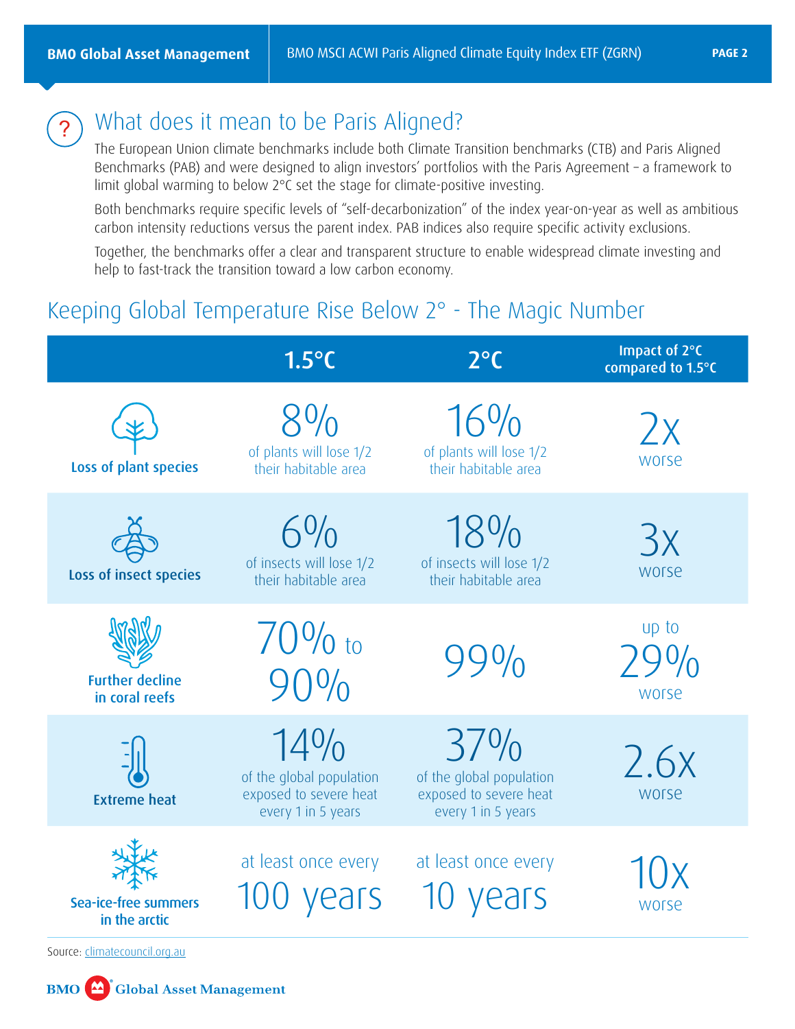## What does it mean to be Paris Aligned?

The European Union climate benchmarks include both Climate Transition benchmarks (CTB) and Paris Aligned Benchmarks (PAB) and were designed to align investors' portfolios with the Paris Agreement – a framework to limit global warming to below 2°C set the stage for climate-positive investing.

Both benchmarks require specific levels of "self-decarbonization" of the index year-on-year as well as ambitious carbon intensity reductions versus the parent index. PAB indices also require specific activity exclusions.

Together, the benchmarks offer a clear and transparent structure to enable widespread climate investing and help to fast-track the transition toward a low carbon economy.

## Keeping Global Temperature Rise Below 2° - The Magic Number

| | 1.5°C | 2°C | Impact of 2°C compared to 1.5°C |
|---|---|---|---|
| Loss of plant species | 8% of plants will lose 1/2 their habitable area | 16% of plants will lose 1/2 their habitable area | 2x worse |
| Loss of insect species | 6% of insects will lose 1/2 their habitable area | 18% of insects will lose 1/2 their habitable area | 3x worse |
| Further decline in coral reefs | 70% to 90% | 99% | up to 29% worse |
| Extreme heat | 14% of the global population exposed to severe heat every 1 in 5 years | 37% of the global population exposed to severe heat every 1 in 5 years | 2.6x worse |
| Sea-ice-free summers in the arctic | at least once every 100 years | at least once every 10 years | 10x worse |

Source: climatecouncil.org.au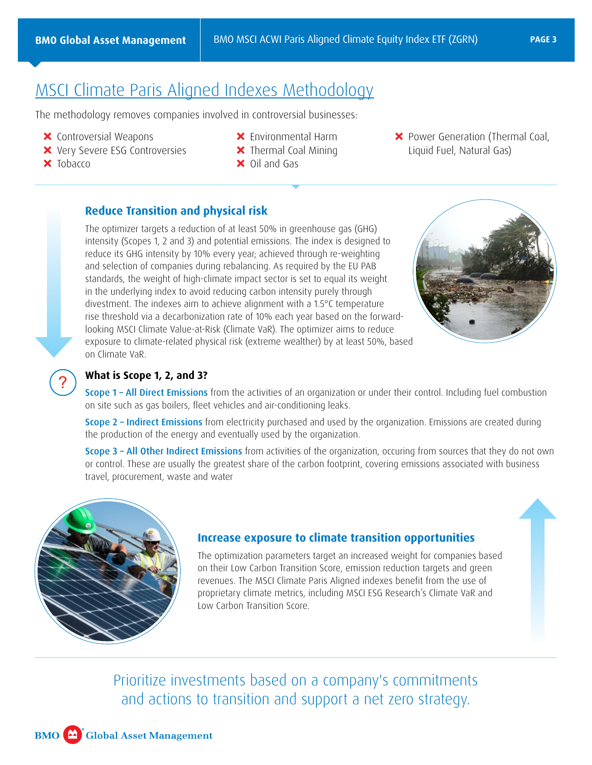# MSCI Climate Paris Aligned Indexes Methodology

The methodology removes companies involved in controversial businesses:

- ✗ Controversial Weapons
- ✗ Very Severe ESG Controversies
- ✗ Tobacco
- ✗ Environmental Harm
- ✗ Thermal Coal Mining
- ✗ Oil and Gas
- ✗ Power Generation (Thermal Coal, Liquid Fuel, Natural Gas)

## Reduce Transition and physical risk

The optimizer targets a reduction of at least 50% in greenhouse gas (GHG) intensity (Scopes 1, 2 and 3) and potential emissions. The index is designed to reduce its GHG intensity by 10% every year; achieved through re-weighting and selection of companies during rebalancing. As required by the EU PAB standards, the weight of high-climate impact sector is set to equal its weight in the underlying index to avoid reducing carbon intensity purely through divestment. The indexes aim to achieve alignment with a 1.5°C temperature rise threshold via a decarbonization rate of 10% each year based on the forward-looking MSCI Climate Value-at-Risk (Climate VaR). The optimizer aims to reduce exposure to climate-related physical risk (extreme wealther) by at least 50%, based on Climate VaR.

### What is Scope 1, 2, and 3?

**Scope 1 – All Direct Emissions** from the activities of an organization or under their control. Including fuel combustion on site such as gas boilers, fleet vehicles and air-conditioning leaks.

**Scope 2 – Indirect Emissions** from electricity purchased and used by the organization. Emissions are created during the production of the energy and eventually used by the organization.

**Scope 3 – All Other Indirect Emissions** from activities of the organization, occuring from sources that they do not own or control. These are usually the greatest share of the carbon footprint, covering emissions associated with business travel, procurement, waste and water

## Increase exposure to climate transition opportunities

The optimization parameters target an increased weight for companies based on their Low Carbon Transition Score, emission reduction targets and green revenues. The MSCI Climate Paris Aligned indexes benefit from the use of proprietary climate metrics, including MSCI ESG Research's Climate VaR and Low Carbon Transition Score.

Prioritize investments based on a company's commitments and actions to transition and support a net zero strategy.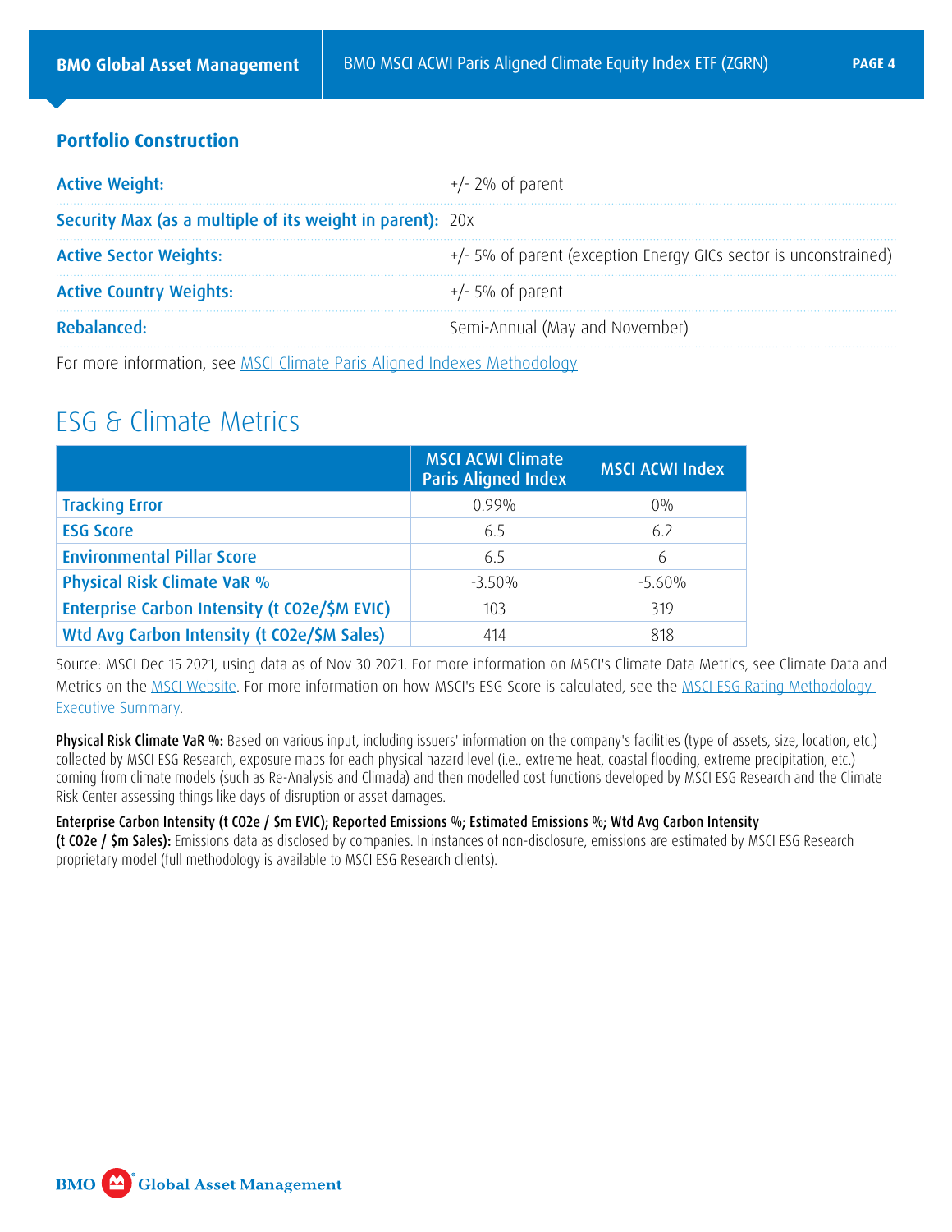## Portfolio Construction

| | |
|---|---|
| **Active Weight:** | +/- 2% of parent |
| **Security Max (as a multiple of its weight in parent):** | 20x |
| **Active Sector Weights:** | +/- 5% of parent (exception Energy GICs sector is unconstrained) |
| **Active Country Weights:** | +/- 5% of parent |
| **Rebalanced:** | Semi-Annual (May and November) |

For more information, see MSCI Climate Paris Aligned Indexes Methodology

# ESG & Climate Metrics

| | MSCI ACWI Climate Paris Aligned Index | MSCI ACWI Index |
|---|---|---|
| **Tracking Error** | 0.99% | 0% |
| **ESG Score** | 6.5 | 6.2 |
| **Environmental Pillar Score** | 6.5 | 6 |
| **Physical Risk Climate VaR %** | -3.50% | -5.60% |
| **Enterprise Carbon Intensity (t CO2e/$M EVIC)** | 103 | 319 |
| **Wtd Avg Carbon Intensity (t CO2e/$M Sales)** | 414 | 818 |

Source: MSCI Dec 15 2021, using data as of Nov 30 2021. For more information on MSCI's Climate Data Metrics, see Climate Data and Metrics on the MSCI Website. For more information on how MSCI's ESG Score is calculated, see the MSCI ESG Rating Methodology Executive Summary.

**Physical Risk Climate VaR %:** Based on various input, including issuers' information on the company's facilities (type of assets, size, location, etc.) collected by MSCI ESG Research, exposure maps for each physical hazard level (i.e., extreme heat, coastal flooding, extreme precipitation, etc.) coming from climate models (such as Re-Analysis and Climada) and then modelled cost functions developed by MSCI ESG Research and the Climate Risk Center assessing things like days of disruption or asset damages.

**Enterprise Carbon Intensity (t CO2e / $m EVIC); Reported Emissions %; Estimated Emissions %; Wtd Avg Carbon Intensity (t CO2e / $m Sales):** Emissions data as disclosed by companies. In instances of non-disclosure, emissions are estimated by MSCI ESG Research proprietary model (full methodology is available to MSCI ESG Research clients).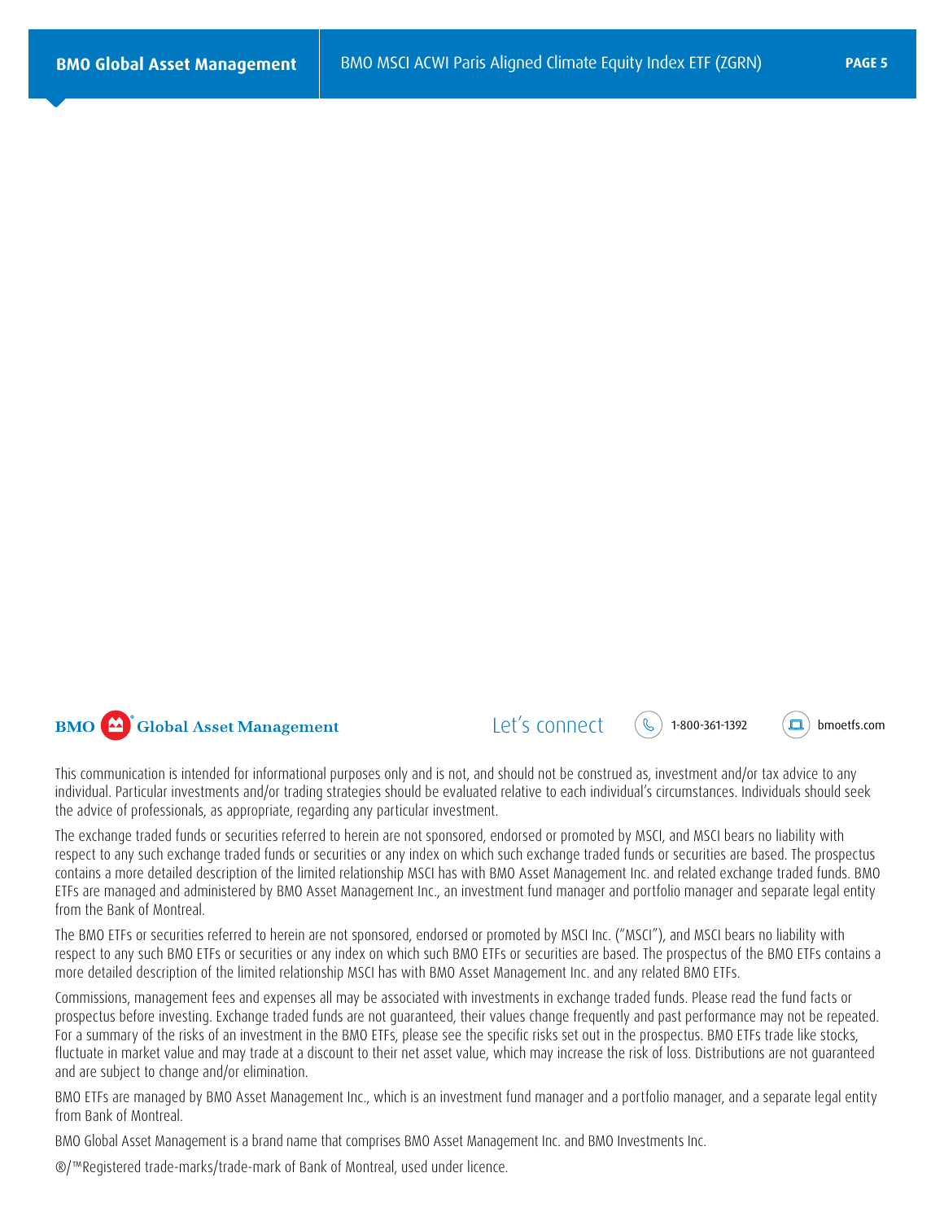BMO Global Asset Management

Let's connect 1-800-361-1392 bmoetfs.com

This communication is intended for informational purposes only and is not, and should not be construed as, investment and/or tax advice to any individual. Particular investments and/or trading strategies should be evaluated relative to each individual's circumstances. Individuals should seek the advice of professionals, as appropriate, regarding any particular investment.

The exchange traded funds or securities referred to herein are not sponsored, endorsed or promoted by MSCI, and MSCI bears no liability with respect to any such exchange traded funds or securities or any index on which such exchange traded funds or securities are based. The prospectus contains a more detailed description of the limited relationship MSCI has with BMO Asset Management Inc. and related exchange traded funds. BMO ETFs are managed and administered by BMO Asset Management Inc., an investment fund manager and portfolio manager and separate legal entity from the Bank of Montreal.

The BMO ETFs or securities referred to herein are not sponsored, endorsed or promoted by MSCI Inc. ("MSCI"), and MSCI bears no liability with respect to any such BMO ETFs or securities or any index on which such BMO ETFs or securities are based. The prospectus of the BMO ETFs contains a more detailed description of the limited relationship MSCI has with BMO Asset Management Inc. and any related BMO ETFs.

Commissions, management fees and expenses all may be associated with investments in exchange traded funds. Please read the fund facts or prospectus before investing. Exchange traded funds are not guaranteed, their values change frequently and past performance may not be repeated. For a summary of the risks of an investment in the BMO ETFs, please see the specific risks set out in the prospectus. BMO ETFs trade like stocks, fluctuate in market value and may trade at a discount to their net asset value, which may increase the risk of loss. Distributions are not guaranteed and are subject to change and/or elimination.

BMO ETFs are managed by BMO Asset Management Inc., which is an investment fund manager and a portfolio manager, and a separate legal entity from Bank of Montreal.

BMO Global Asset Management is a brand name that comprises BMO Asset Management Inc. and BMO Investments Inc.

®/™Registered trade-marks/trade-mark of Bank of Montreal, used under licence.